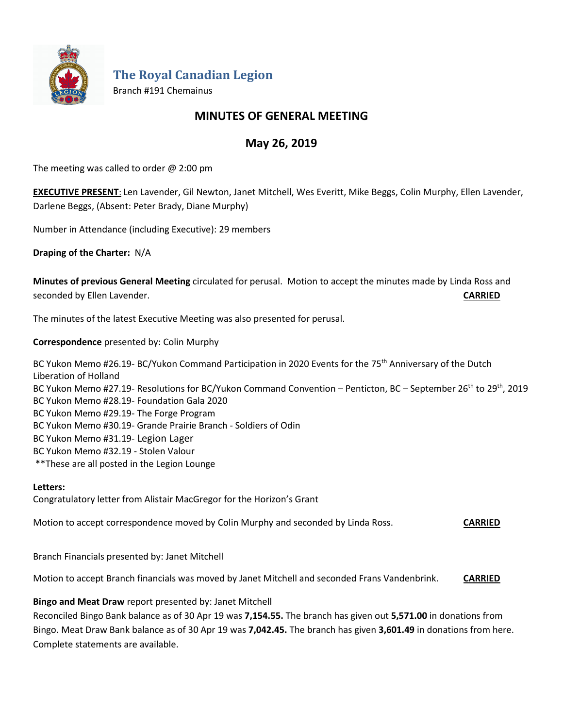# The Royal Canadian Legion

Branch #191 Chemainus

## MINUTES OF GENERAL MEETING

## May 26, 2019

The meeting was called to order @ 2:00 pm

**EXECUTIVE PRESENT**: Len Lavender, Gil Newton, Janet Mitchell, Wes Everitt, Mike Beggs, Colin Murphy, Ellen Lavender, Darlene Beggs, (Absent: Peter Brady, Diane Murphy)

Number in Attendance (including Executive): 29 members

**Draping of the Charter:** N/A

**Minutes of previous General Meeting** circulated for perusal. Motion to accept the minutes made by Linda Ross and seconded by Ellen Lavender. **CARRIED**

The minutes of the latest Executive Meeting was also presented for perusal.

**Correspondence** presented by: Colin Murphy

BC Yukon Memo #26.19- BC/Yukon Command Participation in 2020 Events for the 75th Anniversary of the Dutch Liberation of Holland
BC Yukon Memo #27.19- Resolutions for BC/Yukon Command Convention – Penticton, BC – September 26th to 29th, 2019
BC Yukon Memo #28.19- Foundation Gala 2020
BC Yukon Memo #29.19- The Forge Program
BC Yukon Memo #30.19- Grande Prairie Branch - Soldiers of Odin
BC Yukon Memo #31.19- Legion Lager
BC Yukon Memo #32.19 - Stolen Valour
**These are all posted in the Legion Lounge

**Letters:**
Congratulatory letter from Alistair MacGregor for the Horizon's Grant

Motion to accept correspondence moved by Colin Murphy and seconded by Linda Ross. **CARRIED**

Branch Financials presented by: Janet Mitchell

Motion to accept Branch financials was moved by Janet Mitchell and seconded Frans Vandenbrink. **CARRIED**

**Bingo and Meat Draw** report presented by: Janet Mitchell
Reconciled Bingo Bank balance as of 30 Apr 19 was **7,154.55.** The branch has given out **5,571.00** in donations from Bingo. Meat Draw Bank balance as of 30 Apr 19 was **7,042.45.** The branch has given **3,601.49** in donations from here. Complete statements are available.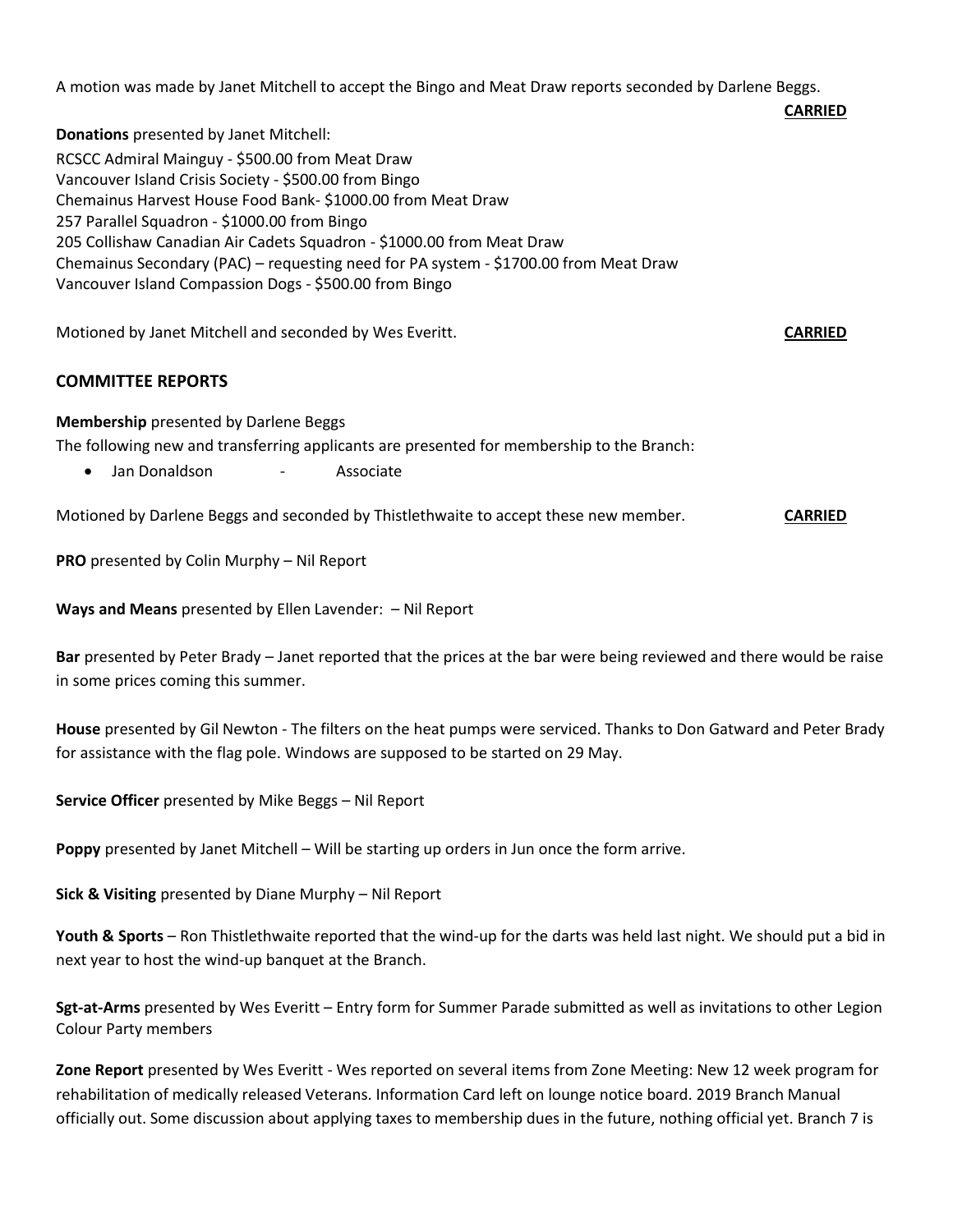A motion was made by Janet Mitchell to accept the Bingo and Meat Draw reports seconded by Darlene Beggs.

**CARRIED**

**Donations** presented by Janet Mitchell:

RCSCC Admiral Mainguy - $500.00 from Meat Draw
Vancouver Island Crisis Society - $500.00 from Bingo
Chemainus Harvest House Food Bank- $1000.00 from Meat Draw
257 Parallel Squadron - $1000.00 from Bingo
205 Collishaw Canadian Air Cadets Squadron - $1000.00 from Meat Draw
Chemainus Secondary (PAC) – requesting need for PA system - $1700.00 from Meat Draw
Vancouver Island Compassion Dogs - $500.00 from Bingo

Motioned by Janet Mitchell and seconded by Wes Everitt. **CARRIED**

## COMMITTEE REPORTS

**Membership** presented by Darlene Beggs

The following new and transferring applicants are presented for membership to the Branch:

- Jan Donaldson - Associate

Motioned by Darlene Beggs and seconded by Thistlethwaite to accept these new member. **CARRIED**

**PRO** presented by Colin Murphy – Nil Report

**Ways and Means** presented by Ellen Lavender: – Nil Report

**Bar** presented by Peter Brady – Janet reported that the prices at the bar were being reviewed and there would be raise in some prices coming this summer.

**House** presented by Gil Newton - The filters on the heat pumps were serviced. Thanks to Don Gatward and Peter Brady for assistance with the flag pole. Windows are supposed to be started on 29 May.

**Service Officer** presented by Mike Beggs – Nil Report

**Poppy** presented by Janet Mitchell – Will be starting up orders in Jun once the form arrive.

**Sick & Visiting** presented by Diane Murphy – Nil Report

**Youth & Sports** – Ron Thistlethwaite reported that the wind-up for the darts was held last night. We should put a bid in next year to host the wind-up banquet at the Branch.

**Sgt-at-Arms** presented by Wes Everitt – Entry form for Summer Parade submitted as well as invitations to other Legion Colour Party members

**Zone Report** presented by Wes Everitt - Wes reported on several items from Zone Meeting: New 12 week program for rehabilitation of medically released Veterans. Information Card left on lounge notice board. 2019 Branch Manual officially out. Some discussion about applying taxes to membership dues in the future, nothing official yet. Branch 7 is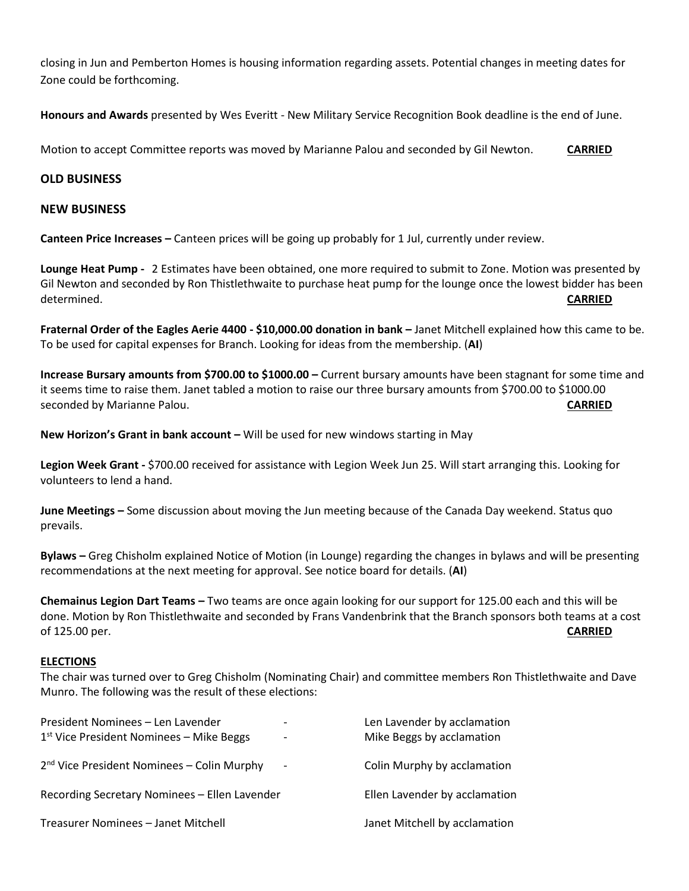closing in Jun and Pemberton Homes is housing information regarding assets. Potential changes in meeting dates for Zone could be forthcoming.

**Honours and Awards** presented by Wes Everitt - New Military Service Recognition Book deadline is the end of June.

Motion to accept Committee reports was moved by Marianne Palou and seconded by Gil Newton. **CARRIED**

## OLD BUSINESS

## NEW BUSINESS

**Canteen Price Increases –** Canteen prices will be going up probably for 1 Jul, currently under review.

**Lounge Heat Pump -** 2 Estimates have been obtained, one more required to submit to Zone. Motion was presented by Gil Newton and seconded by Ron Thistlethwaite to purchase heat pump for the lounge once the lowest bidder has been determined. **CARRIED**

**Fraternal Order of the Eagles Aerie 4400 - $10,000.00 donation in bank –** Janet Mitchell explained how this came to be. To be used for capital expenses for Branch. Looking for ideas from the membership. (**AI**)

**Increase Bursary amounts from $700.00 to $1000.00 –** Current bursary amounts have been stagnant for some time and it seems time to raise them. Janet tabled a motion to raise our three bursary amounts from $700.00 to $1000.00 seconded by Marianne Palou. **CARRIED**

**New Horizon's Grant in bank account –** Will be used for new windows starting in May

**Legion Week Grant -** $700.00 received for assistance with Legion Week Jun 25. Will start arranging this. Looking for volunteers to lend a hand.

**June Meetings –** Some discussion about moving the Jun meeting because of the Canada Day weekend. Status quo prevails.

**Bylaws –** Greg Chisholm explained Notice of Motion (in Lounge) regarding the changes in bylaws and will be presenting recommendations at the next meeting for approval. See notice board for details. (**AI**)

**Chemainus Legion Dart Teams –** Two teams are once again looking for our support for 125.00 each and this will be done. Motion by Ron Thistlethwaite and seconded by Frans Vandenbrink that the Branch sponsors both teams at a cost of 125.00 per. **CARRIED**

**ELECTIONS**

The chair was turned over to Greg Chisholm (Nominating Chair) and committee members Ron Thistlethwaite and Dave Munro. The following was the result of these elections:

President Nominees – Len Lavender - Len Lavender by acclamation

1st Vice President Nominees – Mike Beggs - Mike Beggs by acclamation

2nd Vice President Nominees – Colin Murphy - Colin Murphy by acclamation

Recording Secretary Nominees – Ellen Lavender Ellen Lavender by acclamation

Treasurer Nominees – Janet Mitchell Janet Mitchell by acclamation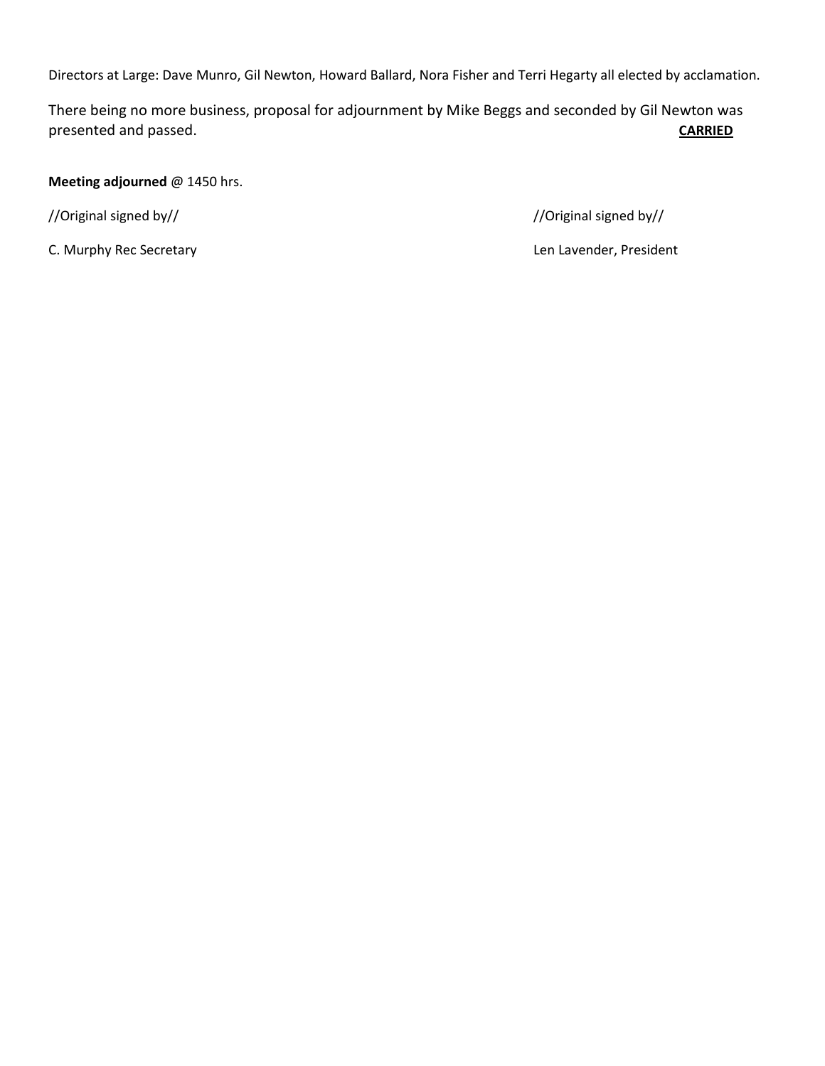Directors at Large: Dave Munro, Gil Newton, Howard Ballard, Nora Fisher and Terri Hegarty all elected by acclamation.

There being no more business, proposal for adjournment by Mike Beggs and seconded by Gil Newton was presented and passed. **CARRIED**

**Meeting adjourned** @ 1450 hrs.

//Original signed by// //Original signed by//

C. Murphy Rec Secretary Len Lavender, President